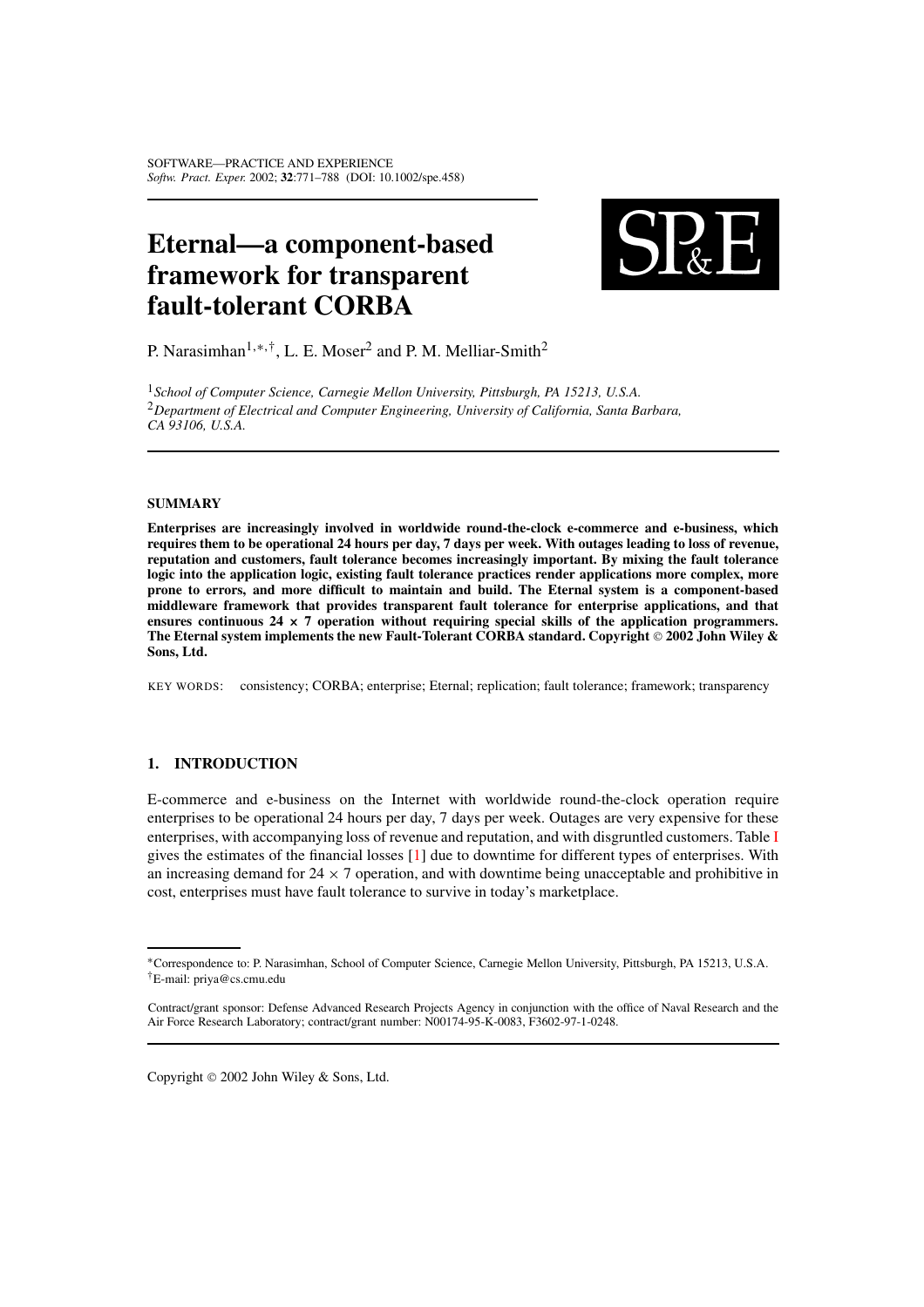# Eternal—a component-based framework for transparent fault-tolerant CORBA

P. Narasimhan[1,*,†], L. E. Moser[2] and P. M. Melliar-Smith[2]

[1] *School of Computer Science, Carnegie Mellon University, Pittsburgh, PA 15213, U.S.A.*
[2] *Department of Electrical and Computer Engineering, University of California, Santa Barbara, CA 93106, U.S.A.*

## SUMMARY

**Enterprises are increasingly involved in worldwide round-the-clock e-commerce and e-business, which requires them to be operational 24 hours per day, 7 days per week. With outages leading to loss of revenue, reputation and customers, fault tolerance becomes increasingly important. By mixing the fault tolerance logic into the application logic, existing fault tolerance practices render applications more complex, more prone to errors, and more difficult to maintain and build. The Eternal system is a component-based middleware framework that provides transparent fault tolerance for enterprise applications, and that ensures continuous 24 × 7 operation without requiring special skills of the application programmers. The Eternal system implements the new Fault-Tolerant CORBA standard. Copyright © 2002 John Wiley & Sons, Ltd.**

KEY WORDS: consistency; CORBA; enterprise; Eternal; replication; fault tolerance; framework; transparency

## 1. INTRODUCTION

E-commerce and e-business on the Internet with worldwide round-the-clock operation require enterprises to be operational 24 hours per day, 7 days per week. Outages are very expensive for these enterprises, with accompanying loss of revenue and reputation, and with disgruntled customers. Table I gives the estimates of the financial losses [1] due to downtime for different types of enterprises. With an increasing demand for $24 \times 7$ operation, and with downtime being unacceptable and prohibitive in cost, enterprises must have fault tolerance to survive in today's marketplace.

---

*Correspondence to: P. Narasimhan, School of Computer Science, Carnegie Mellon University, Pittsburgh, PA 15213, U.S.A.
†E-mail: priya@cs.cmu.edu

Contract/grant sponsor: Defense Advanced Research Projects Agency in conjunction with the office of Naval Research and the Air Force Research Laboratory; contract/grant number: N00174-95-K-0083, F3602-97-1-0248.

Copyright © 2002 John Wiley & Sons, Ltd.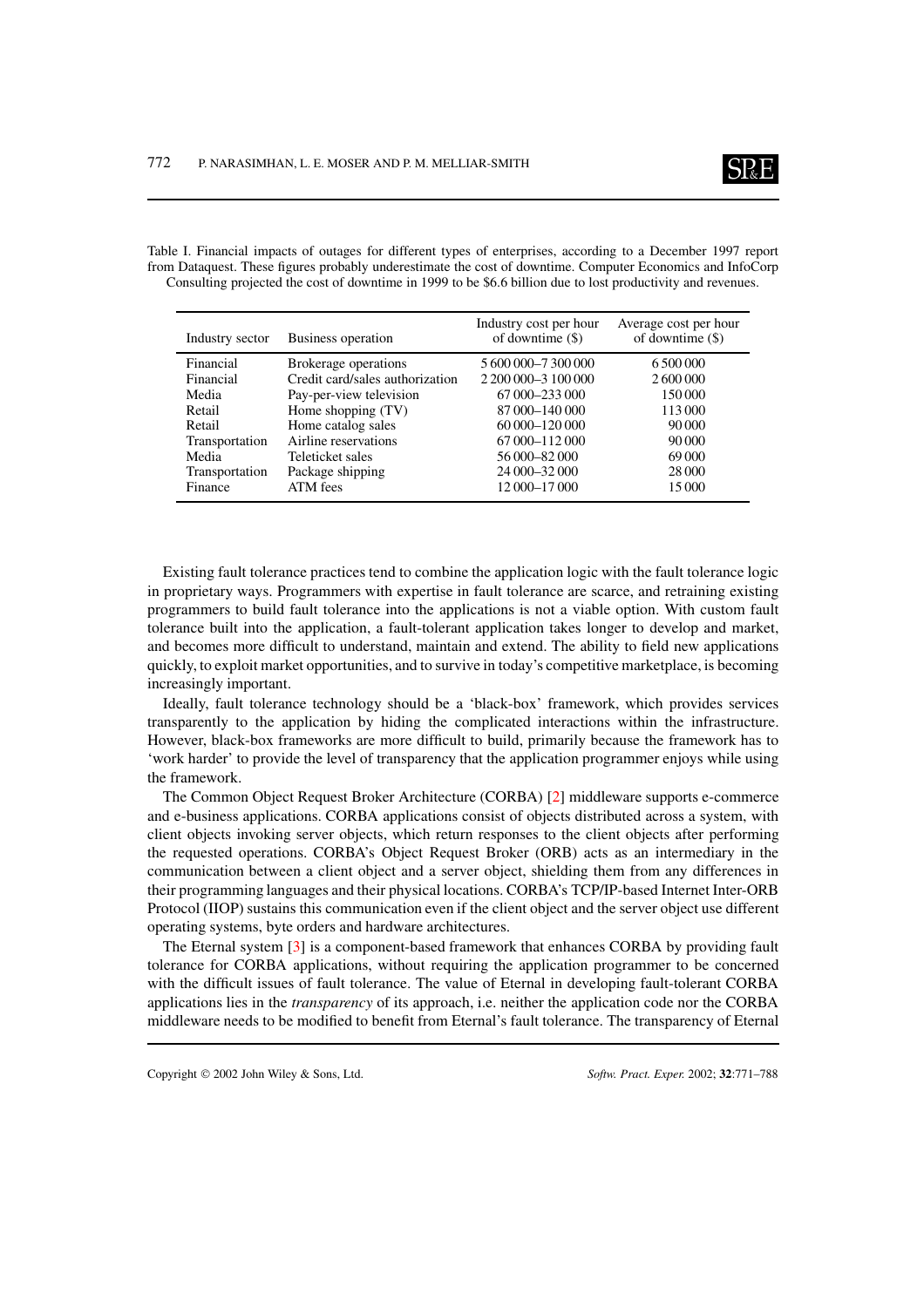Table I. Financial impacts of outages for different types of enterprises, according to a December 1997 report from Dataquest. These figures probably underestimate the cost of downtime. Computer Economics and InfoCorp Consulting projected the cost of downtime in 1999 to be $6.6 billion due to lost productivity and revenues.

| Industry sector | Business operation | Industry cost per hour of downtime ($) | Average cost per hour of downtime ($) |
|---|---|---|---|
| Financial | Brokerage operations | 5 600 000–7 300 000 | 6 500 000 |
| Financial | Credit card/sales authorization | 2 200 000–3 100 000 | 2 600 000 |
| Media | Pay-per-view television | 67 000–233 000 | 150 000 |
| Retail | Home shopping (TV) | 87 000–140 000 | 113 000 |
| Retail | Home catalog sales | 60 000–120 000 | 90 000 |
| Transportation | Airline reservations | 67 000–112 000 | 90 000 |
| Media | Teleticket sales | 56 000–82 000 | 69 000 |
| Transportation | Package shipping | 24 000–32 000 | 28 000 |
| Finance | ATM fees | 12 000–17 000 | 15 000 |

Existing fault tolerance practices tend to combine the application logic with the fault tolerance logic in proprietary ways. Programmers with expertise in fault tolerance are scarce, and retraining existing programmers to build fault tolerance into the applications is not a viable option. With custom fault tolerance built into the application, a fault-tolerant application takes longer to develop and market, and becomes more difficult to understand, maintain and extend. The ability to field new applications quickly, to exploit market opportunities, and to survive in today's competitive marketplace, is becoming increasingly important.

Ideally, fault tolerance technology should be a 'black-box' framework, which provides services transparently to the application by hiding the complicated interactions within the infrastructure. However, black-box frameworks are more difficult to build, primarily because the framework has to 'work harder' to provide the level of transparency that the application programmer enjoys while using the framework.

The Common Object Request Broker Architecture (CORBA) [2] middleware supports e-commerce and e-business applications. CORBA applications consist of objects distributed across a system, with client objects invoking server objects, which return responses to the client objects after performing the requested operations. CORBA's Object Request Broker (ORB) acts as an intermediary in the communication between a client object and a server object, shielding them from any differences in their programming languages and their physical locations. CORBA's TCP/IP-based Internet Inter-ORB Protocol (IIOP) sustains this communication even if the client object and the server object use different operating systems, byte orders and hardware architectures.

The Eternal system [3] is a component-based framework that enhances CORBA by providing fault tolerance for CORBA applications, without requiring the application programmer to be concerned with the difficult issues of fault tolerance. The value of Eternal in developing fault-tolerant CORBA applications lies in the *transparency* of its approach, i.e. neither the application code nor the CORBA middleware needs to be modified to benefit from Eternal's fault tolerance. The transparency of Eternal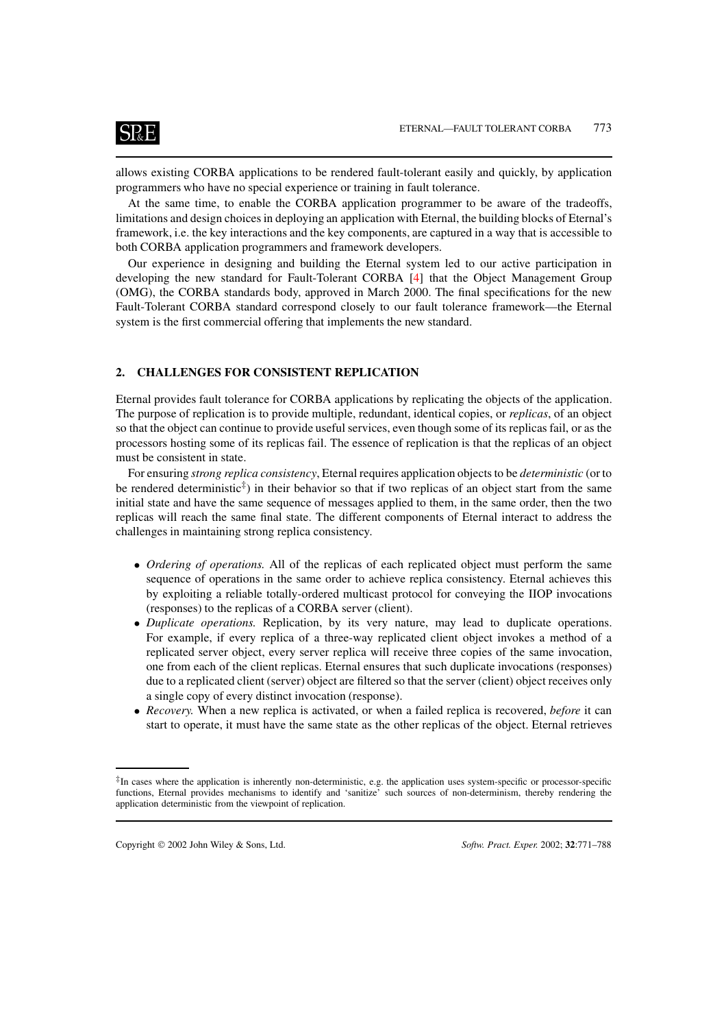allows existing CORBA applications to be rendered fault-tolerant easily and quickly, by application programmers who have no special experience or training in fault tolerance.

At the same time, to enable the CORBA application programmer to be aware of the tradeoffs, limitations and design choices in deploying an application with Eternal, the building blocks of Eternal's framework, i.e. the key interactions and the key components, are captured in a way that is accessible to both CORBA application programmers and framework developers.

Our experience in designing and building the Eternal system led to our active participation in developing the new standard for Fault-Tolerant CORBA [4] that the Object Management Group (OMG), the CORBA standards body, approved in March 2000. The final specifications for the new Fault-Tolerant CORBA standard correspond closely to our fault tolerance framework—the Eternal system is the first commercial offering that implements the new standard.

## 2. CHALLENGES FOR CONSISTENT REPLICATION

Eternal provides fault tolerance for CORBA applications by replicating the objects of the application. The purpose of replication is to provide multiple, redundant, identical copies, or *replicas*, of an object so that the object can continue to provide useful services, even though some of its replicas fail, or as the processors hosting some of its replicas fail. The essence of replication is that the replicas of an object must be consistent in state.

For ensuring *strong replica consistency*, Eternal requires application objects to be *deterministic* (or to be rendered deterministic[‡]) in their behavior so that if two replicas of an object start from the same initial state and have the same sequence of messages applied to them, in the same order, then the two replicas will reach the same final state. The different components of Eternal interact to address the challenges in maintaining strong replica consistency.

- *Ordering of operations.* All of the replicas of each replicated object must perform the same sequence of operations in the same order to achieve replica consistency. Eternal achieves this by exploiting a reliable totally-ordered multicast protocol for conveying the IIOP invocations (responses) to the replicas of a CORBA server (client).
- *Duplicate operations.* Replication, by its very nature, may lead to duplicate operations. For example, if every replica of a three-way replicated client object invokes a method of a replicated server object, every server replica will receive three copies of the same invocation, one from each of the client replicas. Eternal ensures that such duplicate invocations (responses) due to a replicated client (server) object are filtered so that the server (client) object receives only a single copy of every distinct invocation (response).
- *Recovery.* When a new replica is activated, or when a failed replica is recovered, *before* it can start to operate, it must have the same state as the other replicas of the object. Eternal retrieves

[‡]In cases where the application is inherently non-deterministic, e.g. the application uses system-specific or processor-specific functions, Eternal provides mechanisms to identify and 'sanitize' such sources of non-determinism, thereby rendering the application deterministic from the viewpoint of replication.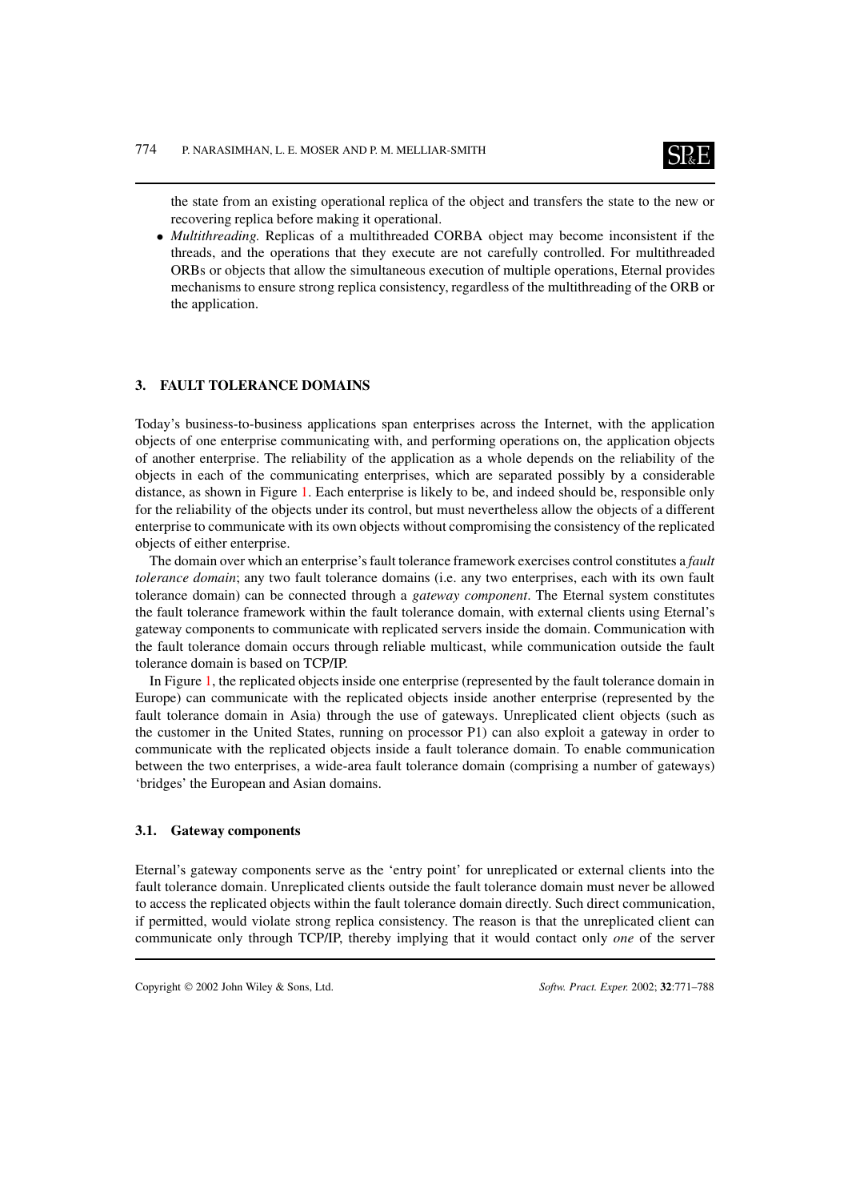the state from an existing operational replica of the object and transfers the state to the new or recovering replica before making it operational.

- *Multithreading.* Replicas of a multithreaded CORBA object may become inconsistent if the threads, and the operations that they execute are not carefully controlled. For multithreaded ORBs or objects that allow the simultaneous execution of multiple operations, Eternal provides mechanisms to ensure strong replica consistency, regardless of the multithreading of the ORB or the application.

## 3. FAULT TOLERANCE DOMAINS

Today's business-to-business applications span enterprises across the Internet, with the application objects of one enterprise communicating with, and performing operations on, the application objects of another enterprise. The reliability of the application as a whole depends on the reliability of the objects in each of the communicating enterprises, which are separated possibly by a considerable distance, as shown in Figure 1. Each enterprise is likely to be, and indeed should be, responsible only for the reliability of the objects under its control, but must nevertheless allow the objects of a different enterprise to communicate with its own objects without compromising the consistency of the replicated objects of either enterprise.

The domain over which an enterprise's fault tolerance framework exercises control constitutes a *fault tolerance domain*; any two fault tolerance domains (i.e. any two enterprises, each with its own fault tolerance domain) can be connected through a *gateway component*. The Eternal system constitutes the fault tolerance framework within the fault tolerance domain, with external clients using Eternal's gateway components to communicate with replicated servers inside the domain. Communication with the fault tolerance domain occurs through reliable multicast, while communication outside the fault tolerance domain is based on TCP/IP.

In Figure 1, the replicated objects inside one enterprise (represented by the fault tolerance domain in Europe) can communicate with the replicated objects inside another enterprise (represented by the fault tolerance domain in Asia) through the use of gateways. Unreplicated client objects (such as the customer in the United States, running on processor P1) can also exploit a gateway in order to communicate with the replicated objects inside a fault tolerance domain. To enable communication between the two enterprises, a wide-area fault tolerance domain (comprising a number of gateways) 'bridges' the European and Asian domains.

### 3.1. Gateway components

Eternal's gateway components serve as the 'entry point' for unreplicated or external clients into the fault tolerance domain. Unreplicated clients outside the fault tolerance domain must never be allowed to access the replicated objects within the fault tolerance domain directly. Such direct communication, if permitted, would violate strong replica consistency. The reason is that the unreplicated client can communicate only through TCP/IP, thereby implying that it would contact only *one* of the server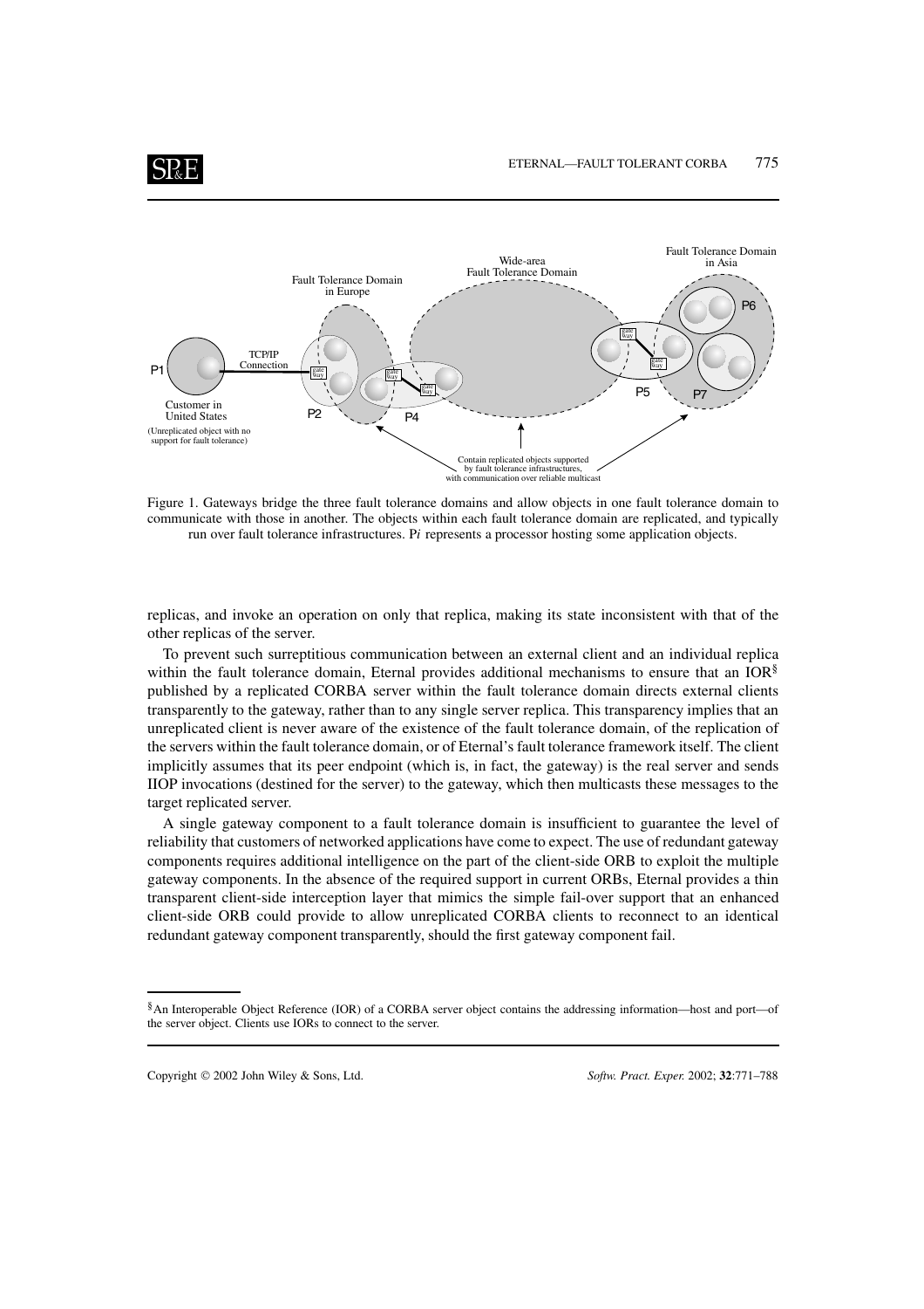Fault Tolerance Domain in Asia

Wide-area Fault Tolerance Domain

Fault Tolerance Domain in Europe

P6

TCP/IP Connection

P1

P5

P7

P2

P4

Customer in United States

(Unreplicated object with no support for fault tolerance)

Contain replicated objects supported by fault tolerance infrastructures, with communication over reliable multicast

Figure 1. Gateways bridge the three fault tolerance domains and allow objects in one fault tolerance domain to communicate with those in another. The objects within each fault tolerance domain are replicated, and typically run over fault tolerance infrastructures. P*i* represents a processor hosting some application objects.

replicas, and invoke an operation on only that replica, making its state inconsistent with that of the other replicas of the server.

To prevent such surreptitious communication between an external client and an individual replica within the fault tolerance domain, Eternal provides additional mechanisms to ensure that an IOR[§] published by a replicated CORBA server within the fault tolerance domain directs external clients transparently to the gateway, rather than to any single server replica. This transparency implies that an unreplicated client is never aware of the existence of the fault tolerance domain, of the replication of the servers within the fault tolerance domain, or of Eternal's fault tolerance framework itself. The client implicitly assumes that its peer endpoint (which is, in fact, the gateway) is the real server and sends IIOP invocations (destined for the server) to the gateway, which then multicasts these messages to the target replicated server.

A single gateway component to a fault tolerance domain is insufficient to guarantee the level of reliability that customers of networked applications have come to expect. The use of redundant gateway components requires additional intelligence on the part of the client-side ORB to exploit the multiple gateway components. In the absence of the required support in current ORBs, Eternal provides a thin transparent client-side interception layer that mimics the simple fail-over support that an enhanced client-side ORB could provide to allow unreplicated CORBA clients to reconnect to an identical redundant gateway component transparently, should the first gateway component fail.

---

[§] An Interoperable Object Reference (IOR) of a CORBA server object contains the addressing information—host and port—of the server object. Clients use IORs to connect to the server.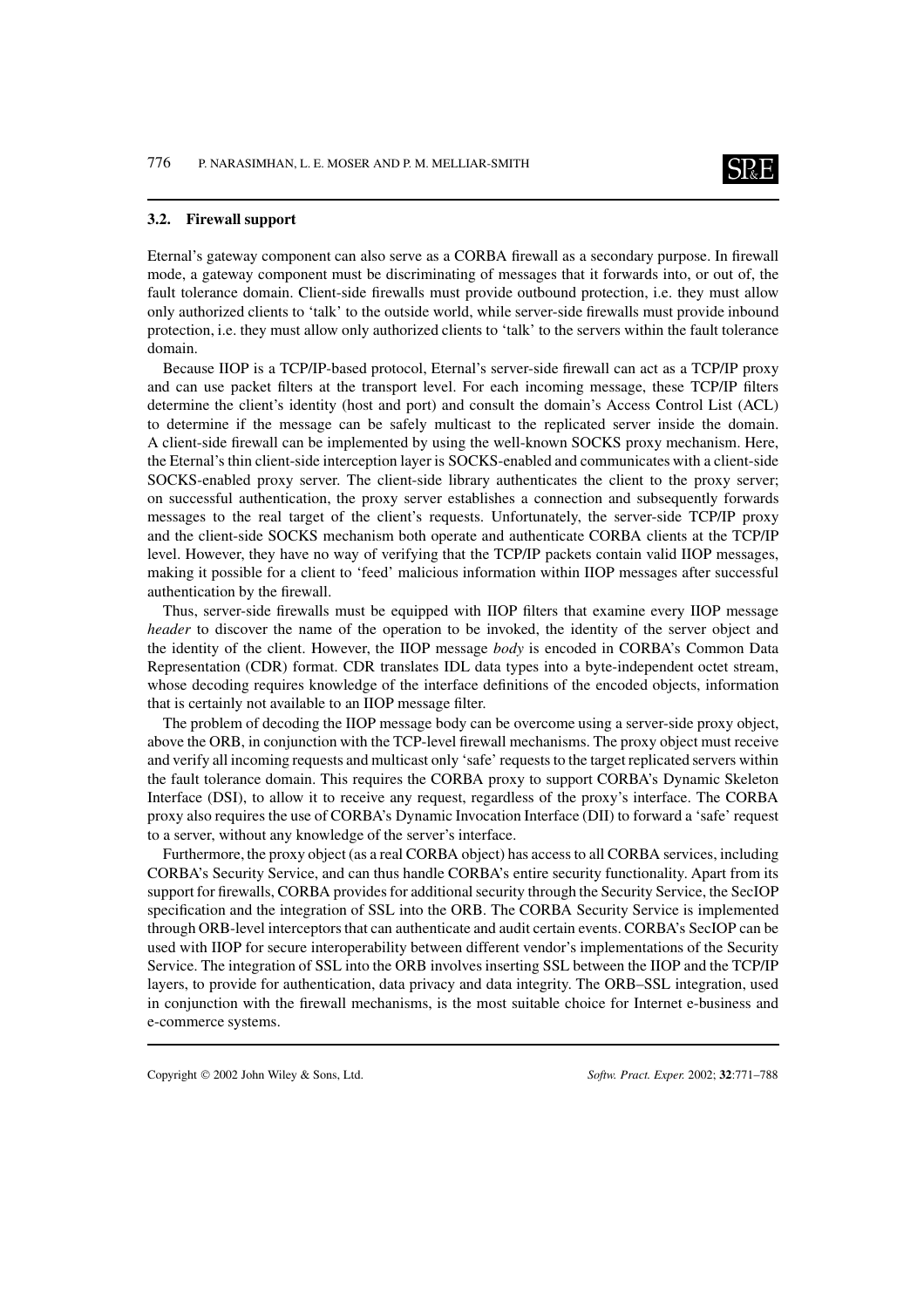### 3.2. Firewall support

Eternal's gateway component can also serve as a CORBA firewall as a secondary purpose. In firewall mode, a gateway component must be discriminating of messages that it forwards into, or out of, the fault tolerance domain. Client-side firewalls must provide outbound protection, i.e. they must allow only authorized clients to 'talk' to the outside world, while server-side firewalls must provide inbound protection, i.e. they must allow only authorized clients to 'talk' to the servers within the fault tolerance domain.

Because IIOP is a TCP/IP-based protocol, Eternal's server-side firewall can act as a TCP/IP proxy and can use packet filters at the transport level. For each incoming message, these TCP/IP filters determine the client's identity (host and port) and consult the domain's Access Control List (ACL) to determine if the message can be safely multicast to the replicated server inside the domain. A client-side firewall can be implemented by using the well-known SOCKS proxy mechanism. Here, the Eternal's thin client-side interception layer is SOCKS-enabled and communicates with a client-side SOCKS-enabled proxy server. The client-side library authenticates the client to the proxy server; on successful authentication, the proxy server establishes a connection and subsequently forwards messages to the real target of the client's requests. Unfortunately, the server-side TCP/IP proxy and the client-side SOCKS mechanism both operate and authenticate CORBA clients at the TCP/IP level. However, they have no way of verifying that the TCP/IP packets contain valid IIOP messages, making it possible for a client to 'feed' malicious information within IIOP messages after successful authentication by the firewall.

Thus, server-side firewalls must be equipped with IIOP filters that examine every IIOP message *header* to discover the name of the operation to be invoked, the identity of the server object and the identity of the client. However, the IIOP message *body* is encoded in CORBA's Common Data Representation (CDR) format. CDR translates IDL data types into a byte-independent octet stream, whose decoding requires knowledge of the interface definitions of the encoded objects, information that is certainly not available to an IIOP message filter.

The problem of decoding the IIOP message body can be overcome using a server-side proxy object, above the ORB, in conjunction with the TCP-level firewall mechanisms. The proxy object must receive and verify all incoming requests and multicast only 'safe' requests to the target replicated servers within the fault tolerance domain. This requires the CORBA proxy to support CORBA's Dynamic Skeleton Interface (DSI), to allow it to receive any request, regardless of the proxy's interface. The CORBA proxy also requires the use of CORBA's Dynamic Invocation Interface (DII) to forward a 'safe' request to a server, without any knowledge of the server's interface.

Furthermore, the proxy object (as a real CORBA object) has access to all CORBA services, including CORBA's Security Service, and can thus handle CORBA's entire security functionality. Apart from its support for firewalls, CORBA provides for additional security through the Security Service, the SecIOP specification and the integration of SSL into the ORB. The CORBA Security Service is implemented through ORB-level interceptors that can authenticate and audit certain events. CORBA's SecIOP can be used with IIOP for secure interoperability between different vendor's implementations of the Security Service. The integration of SSL into the ORB involves inserting SSL between the IIOP and the TCP/IP layers, to provide for authentication, data privacy and data integrity. The ORB–SSL integration, used in conjunction with the firewall mechanisms, is the most suitable choice for Internet e-business and e-commerce systems.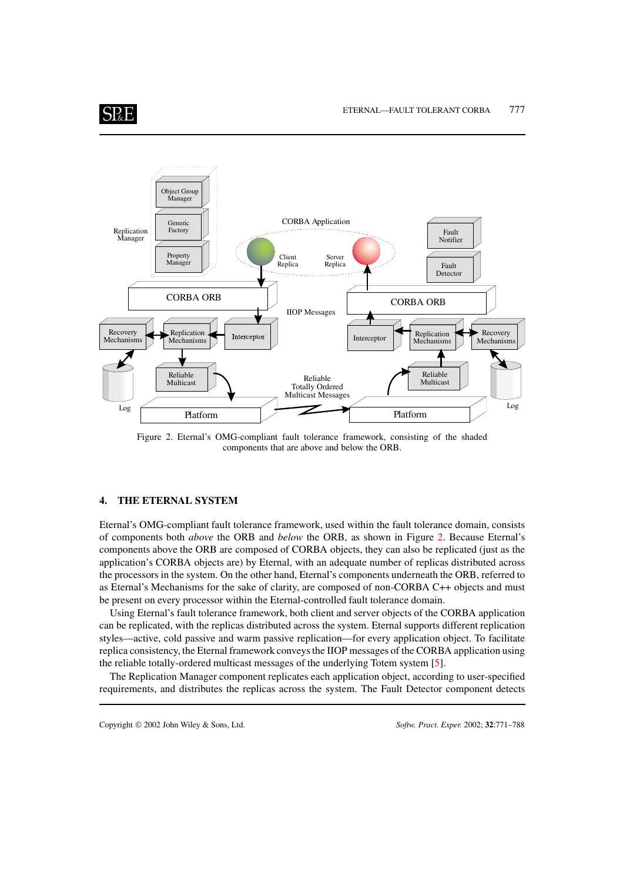Figure 2. Eternal's OMG-compliant fault tolerance framework, consisting of the shaded components that are above and below the ORB.

## 4. THE ETERNAL SYSTEM

Eternal's OMG-compliant fault tolerance framework, used within the fault tolerance domain, consists of components both *above* the ORB and *below* the ORB, as shown in Figure 2. Because Eternal's components above the ORB are composed of CORBA objects, they can also be replicated (just as the application's CORBA objects are) by Eternal, with an adequate number of replicas distributed across the processors in the system. On the other hand, Eternal's components underneath the ORB, referred to as Eternal's Mechanisms for the sake of clarity, are composed of non-CORBA C++ objects and must be present on every processor within the Eternal-controlled fault tolerance domain.

Using Eternal's fault tolerance framework, both client and server objects of the CORBA application can be replicated, with the replicas distributed across the system. Eternal supports different replication styles—active, cold passive and warm passive replication—for every application object. To facilitate replica consistency, the Eternal framework conveys the IIOP messages of the CORBA application using the reliable totally-ordered multicast messages of the underlying Totem system [5].

The Replication Manager component replicates each application object, according to user-specified requirements, and distributes the replicas across the system. The Fault Detector component detects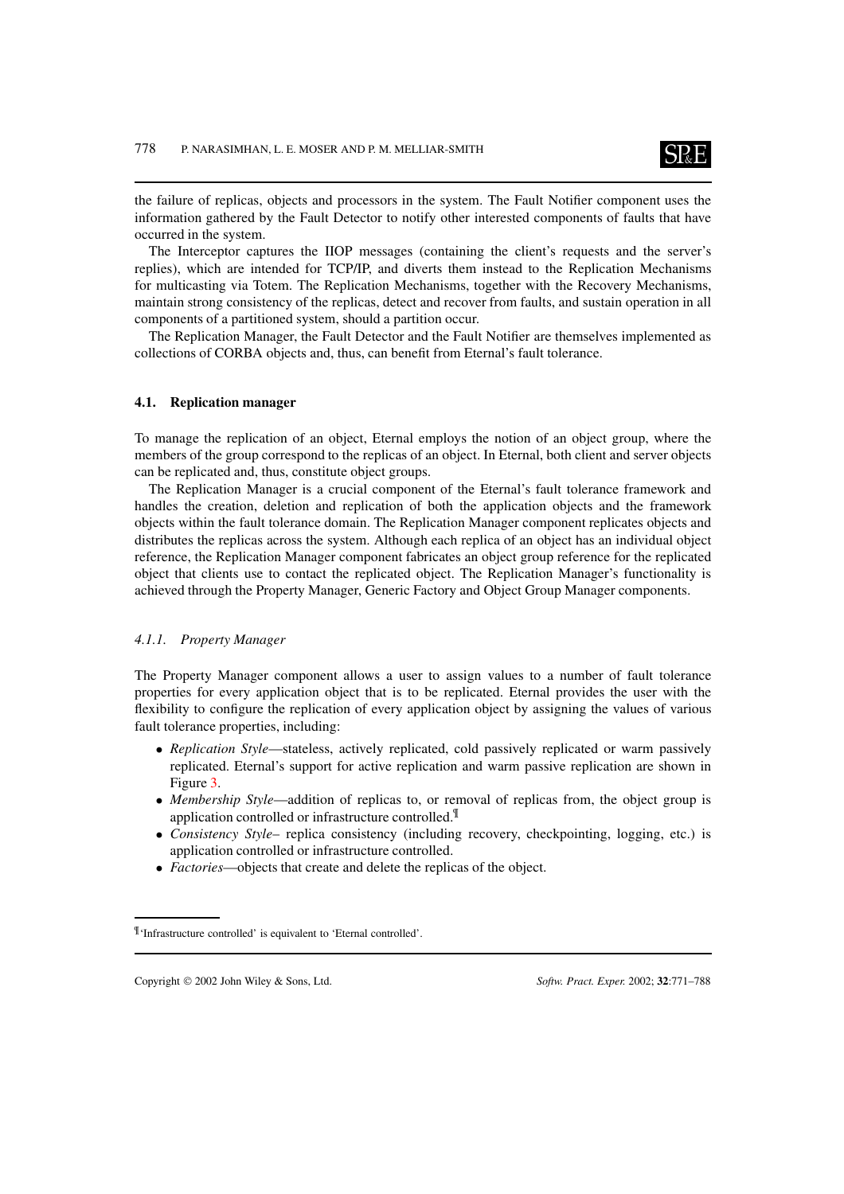the failure of replicas, objects and processors in the system. The Fault Notifier component uses the information gathered by the Fault Detector to notify other interested components of faults that have occurred in the system.

The Interceptor captures the IIOP messages (containing the client's requests and the server's replies), which are intended for TCP/IP, and diverts them instead to the Replication Mechanisms for multicasting via Totem. The Replication Mechanisms, together with the Recovery Mechanisms, maintain strong consistency of the replicas, detect and recover from faults, and sustain operation in all components of a partitioned system, should a partition occur.

The Replication Manager, the Fault Detector and the Fault Notifier are themselves implemented as collections of CORBA objects and, thus, can benefit from Eternal's fault tolerance.

### 4.1. Replication manager

To manage the replication of an object, Eternal employs the notion of an object group, where the members of the group correspond to the replicas of an object. In Eternal, both client and server objects can be replicated and, thus, constitute object groups.

The Replication Manager is a crucial component of the Eternal's fault tolerance framework and handles the creation, deletion and replication of both the application objects and the framework objects within the fault tolerance domain. The Replication Manager component replicates objects and distributes the replicas across the system. Although each replica of an object has an individual object reference, the Replication Manager component fabricates an object group reference for the replicated object that clients use to contact the replicated object. The Replication Manager's functionality is achieved through the Property Manager, Generic Factory and Object Group Manager components.

#### *4.1.1. Property Manager*

The Property Manager component allows a user to assign values to a number of fault tolerance properties for every application object that is to be replicated. Eternal provides the user with the flexibility to configure the replication of every application object by assigning the values of various fault tolerance properties, including:

- *Replication Style*—stateless, actively replicated, cold passively replicated or warm passively replicated. Eternal's support for active replication and warm passive replication are shown in Figure 3.
- *Membership Style*—addition of replicas to, or removal of replicas from, the object group is application controlled or infrastructure controlled.[¶]
- *Consistency Style*– replica consistency (including recovery, checkpointing, logging, etc.) is application controlled or infrastructure controlled.
- *Factories*—objects that create and delete the replicas of the object.

[¶] 'Infrastructure controlled' is equivalent to 'Eternal controlled'.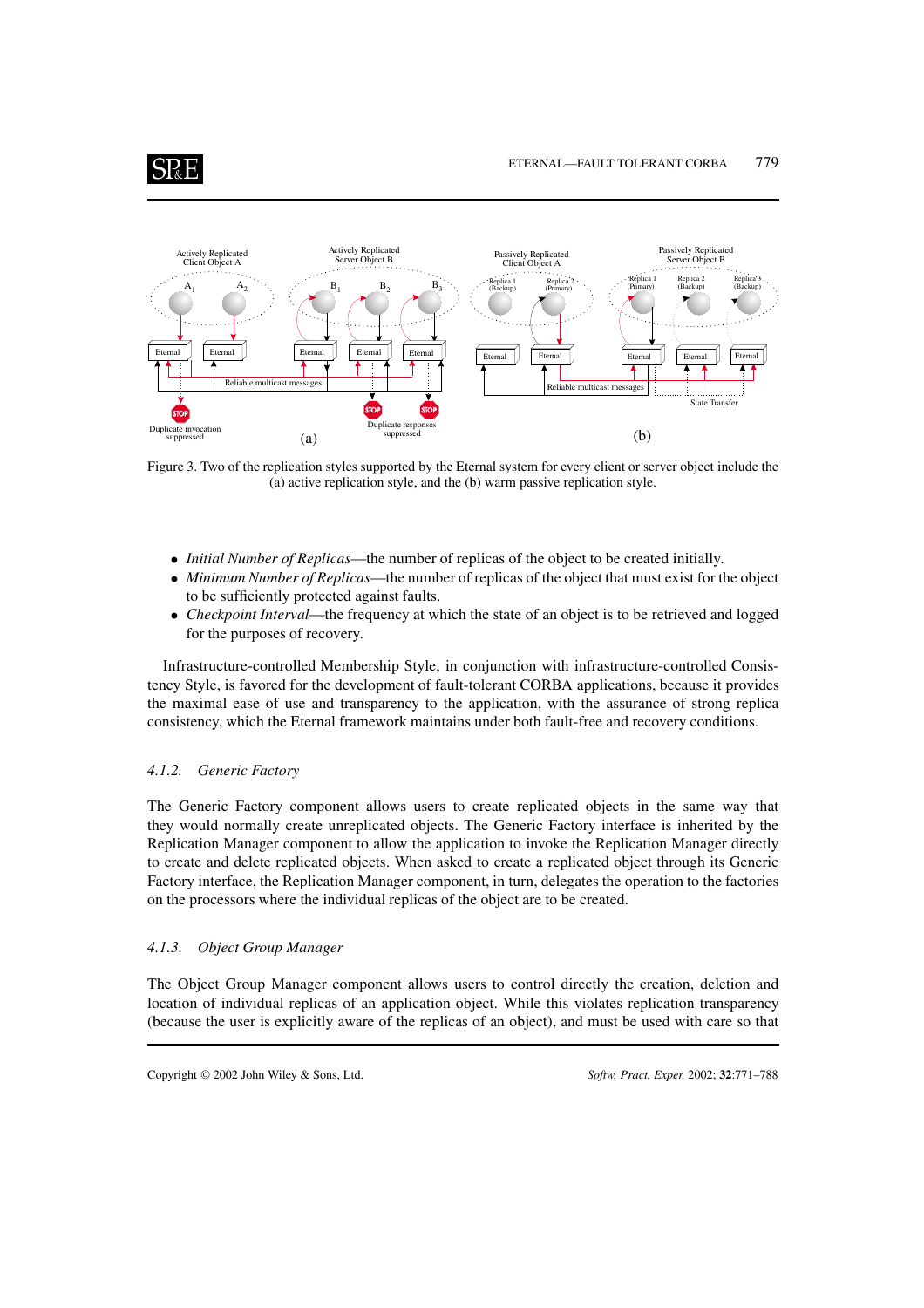Figure 3. Two of the replication styles supported by the Eternal system for every client or server object include the (a) active replication style, and the (b) warm passive replication style.

- *Initial Number of Replicas*—the number of replicas of the object to be created initially.
- *Minimum Number of Replicas*—the number of replicas of the object that must exist for the object to be sufficiently protected against faults.
- *Checkpoint Interval*—the frequency at which the state of an object is to be retrieved and logged for the purposes of recovery.

Infrastructure-controlled Membership Style, in conjunction with infrastructure-controlled Consistency Style, is favored for the development of fault-tolerant CORBA applications, because it provides the maximal ease of use and transparency to the application, with the assurance of strong replica consistency, which the Eternal framework maintains under both fault-free and recovery conditions.

### 4.1.2. Generic Factory

The Generic Factory component allows users to create replicated objects in the same way that they would normally create unreplicated objects. The Generic Factory interface is inherited by the Replication Manager component to allow the application to invoke the Replication Manager directly to create and delete replicated objects. When asked to create a replicated object through its Generic Factory interface, the Replication Manager component, in turn, delegates the operation to the factories on the processors where the individual replicas of the object are to be created.

### 4.1.3. Object Group Manager

The Object Group Manager component allows users to control directly the creation, deletion and location of individual replicas of an application object. While this violates replication transparency (because the user is explicitly aware of the replicas of an object), and must be used with care so that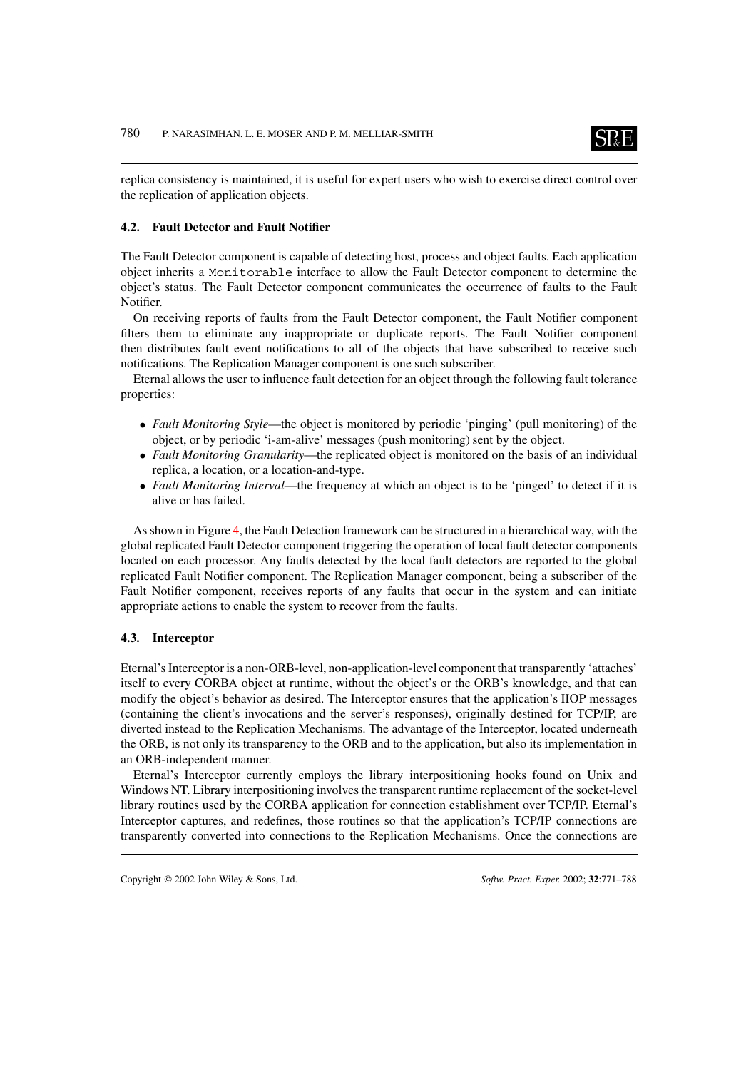replica consistency is maintained, it is useful for expert users who wish to exercise direct control over the replication of application objects.

### 4.2. Fault Detector and Fault Notifier

The Fault Detector component is capable of detecting host, process and object faults. Each application object inherits a `Monitorable` interface to allow the Fault Detector component to determine the object's status. The Fault Detector component communicates the occurrence of faults to the Fault Notifier.

On receiving reports of faults from the Fault Detector component, the Fault Notifier component filters them to eliminate any inappropriate or duplicate reports. The Fault Notifier component then distributes fault event notifications to all of the objects that have subscribed to receive such notifications. The Replication Manager component is one such subscriber.

Eternal allows the user to influence fault detection for an object through the following fault tolerance properties:

- *Fault Monitoring Style*—the object is monitored by periodic 'pinging' (pull monitoring) of the object, or by periodic 'i-am-alive' messages (push monitoring) sent by the object.
- *Fault Monitoring Granularity*—the replicated object is monitored on the basis of an individual replica, a location, or a location-and-type.
- *Fault Monitoring Interval*—the frequency at which an object is to be 'pinged' to detect if it is alive or has failed.

As shown in Figure 4, the Fault Detection framework can be structured in a hierarchical way, with the global replicated Fault Detector component triggering the operation of local fault detector components located on each processor. Any faults detected by the local fault detectors are reported to the global replicated Fault Notifier component. The Replication Manager component, being a subscriber of the Fault Notifier component, receives reports of any faults that occur in the system and can initiate appropriate actions to enable the system to recover from the faults.

### 4.3. Interceptor

Eternal's Interceptor is a non-ORB-level, non-application-level component that transparently 'attaches' itself to every CORBA object at runtime, without the object's or the ORB's knowledge, and that can modify the object's behavior as desired. The Interceptor ensures that the application's IIOP messages (containing the client's invocations and the server's responses), originally destined for TCP/IP, are diverted instead to the Replication Mechanisms. The advantage of the Interceptor, located underneath the ORB, is not only its transparency to the ORB and to the application, but also its implementation in an ORB-independent manner.

Eternal's Interceptor currently employs the library interpositioning hooks found on Unix and Windows NT. Library interpositioning involves the transparent runtime replacement of the socket-level library routines used by the CORBA application for connection establishment over TCP/IP. Eternal's Interceptor captures, and redefines, those routines so that the application's TCP/IP connections are transparently converted into connections to the Replication Mechanisms. Once the connections are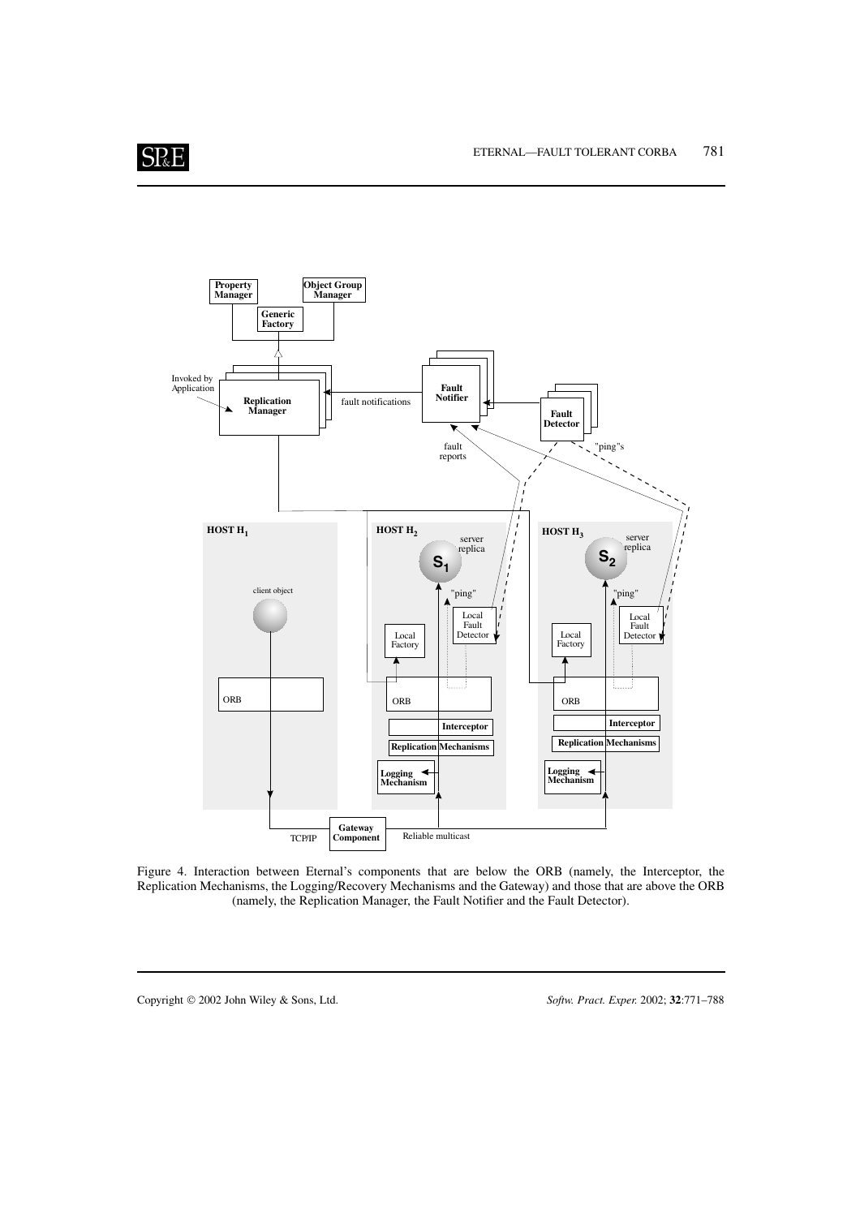Figure 4. Interaction between Eternal's components that are below the ORB (namely, the Interceptor, the Replication Mechanisms, the Logging/Recovery Mechanisms and the Gateway) and those that are above the ORB (namely, the Replication Manager, the Fault Notifier and the Fault Detector).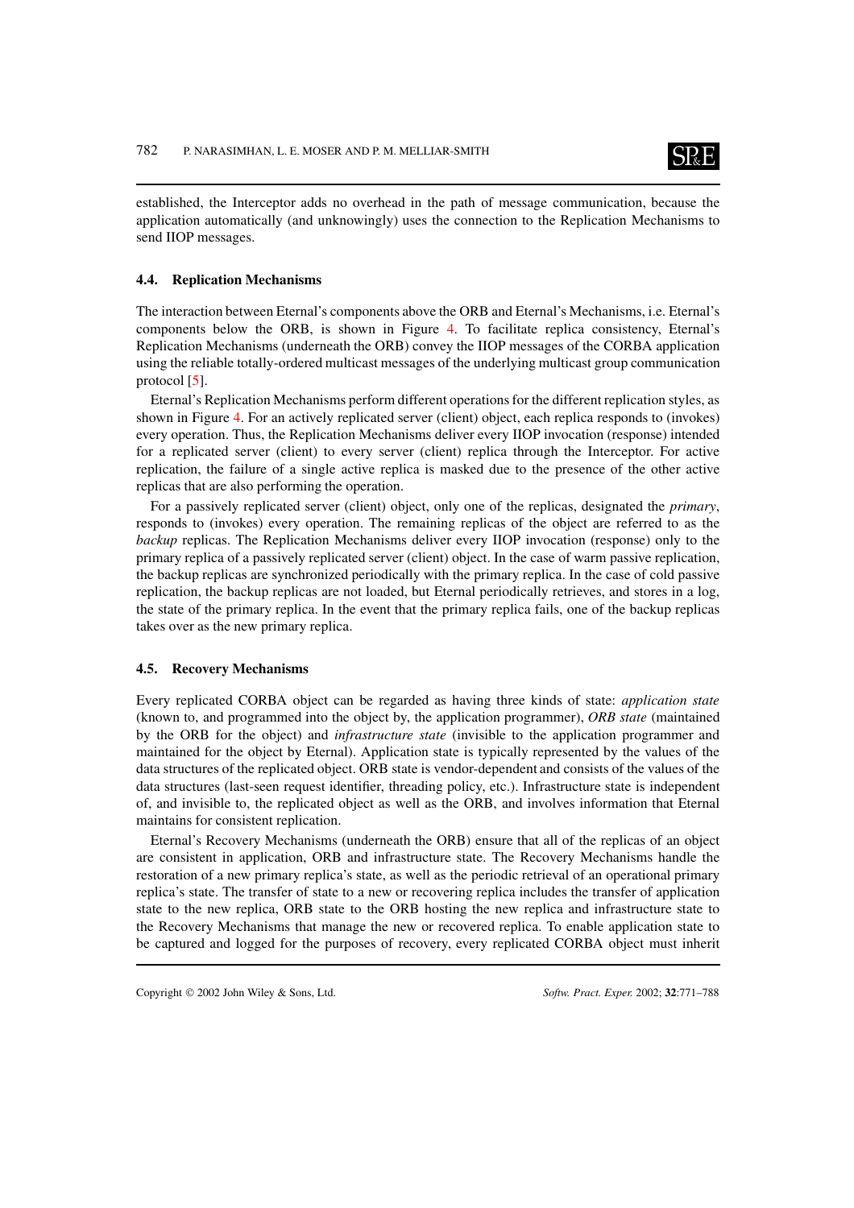established, the Interceptor adds no overhead in the path of message communication, because the application automatically (and unknowingly) uses the connection to the Replication Mechanisms to send IIOP messages.

### 4.4. Replication Mechanisms

The interaction between Eternal's components above the ORB and Eternal's Mechanisms, i.e. Eternal's components below the ORB, is shown in Figure 4. To facilitate replica consistency, Eternal's Replication Mechanisms (underneath the ORB) convey the IIOP messages of the CORBA application using the reliable totally-ordered multicast messages of the underlying multicast group communication protocol [5].

Eternal's Replication Mechanisms perform different operations for the different replication styles, as shown in Figure 4. For an actively replicated server (client) object, each replica responds to (invokes) every operation. Thus, the Replication Mechanisms deliver every IIOP invocation (response) intended for a replicated server (client) to every server (client) replica through the Interceptor. For active replication, the failure of a single active replica is masked due to the presence of the other active replicas that are also performing the operation.

For a passively replicated server (client) object, only one of the replicas, designated the *primary*, responds to (invokes) every operation. The remaining replicas of the object are referred to as the *backup* replicas. The Replication Mechanisms deliver every IIOP invocation (response) only to the primary replica of a passively replicated server (client) object. In the case of warm passive replication, the backup replicas are synchronized periodically with the primary replica. In the case of cold passive replication, the backup replicas are not loaded, but Eternal periodically retrieves, and stores in a log, the state of the primary replica. In the event that the primary replica fails, one of the backup replicas takes over as the new primary replica.

### 4.5. Recovery Mechanisms

Every replicated CORBA object can be regarded as having three kinds of state: *application state* (known to, and programmed into the object by, the application programmer), *ORB state* (maintained by the ORB for the object) and *infrastructure state* (invisible to the application programmer and maintained for the object by Eternal). Application state is typically represented by the values of the data structures of the replicated object. ORB state is vendor-dependent and consists of the values of the data structures (last-seen request identifier, threading policy, etc.). Infrastructure state is independent of, and invisible to, the replicated object as well as the ORB, and involves information that Eternal maintains for consistent replication.

Eternal's Recovery Mechanisms (underneath the ORB) ensure that all of the replicas of an object are consistent in application, ORB and infrastructure state. The Recovery Mechanisms handle the restoration of a new primary replica's state, as well as the periodic retrieval of an operational primary replica's state. The transfer of state to a new or recovering replica includes the transfer of application state to the new replica, ORB state to the ORB hosting the new replica and infrastructure state to the Recovery Mechanisms that manage the new or recovered replica. To enable application state to be captured and logged for the purposes of recovery, every replicated CORBA object must inherit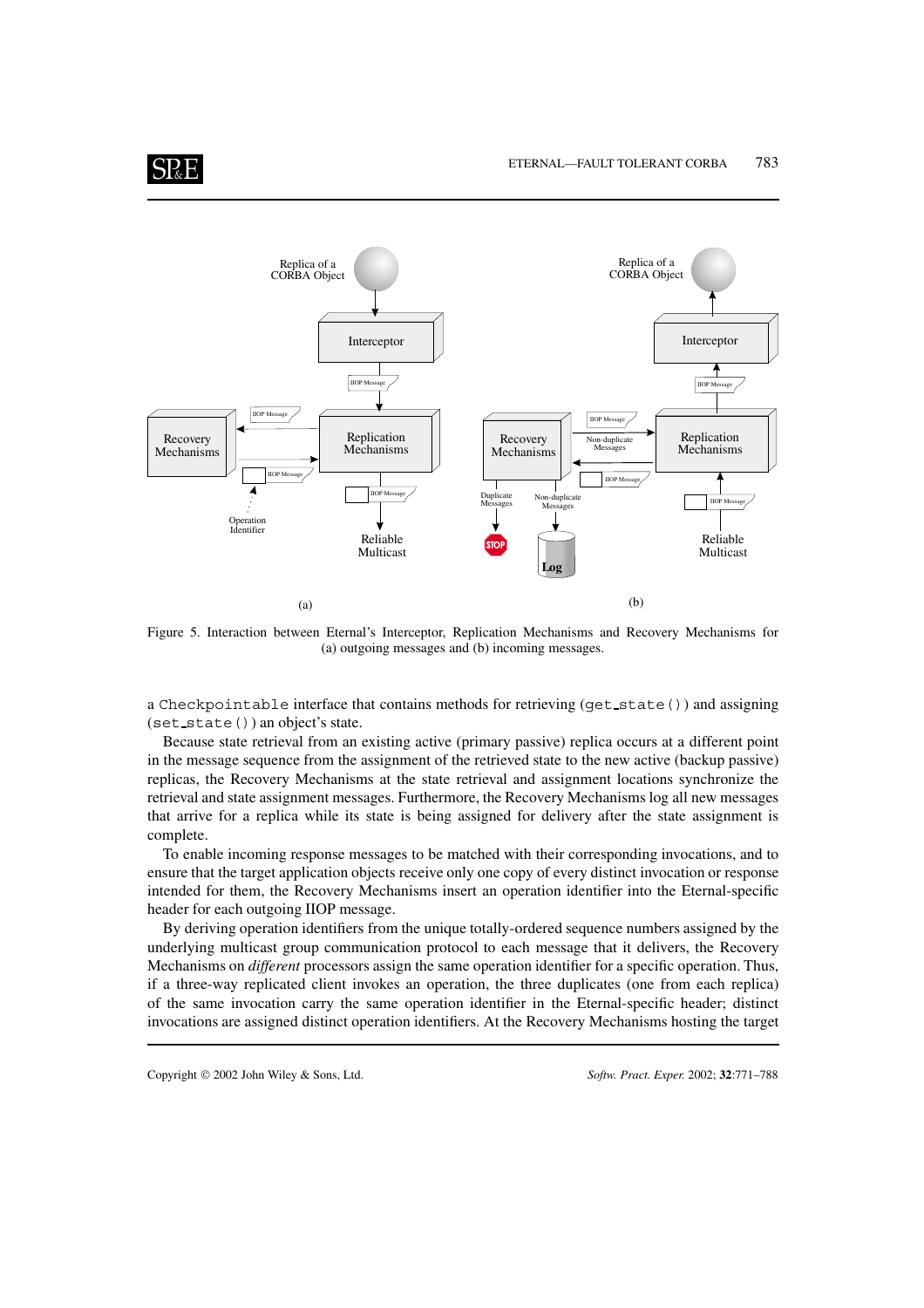Figure 5. Interaction between Eternal's Interceptor, Replication Mechanisms and Recovery Mechanisms for (a) outgoing messages and (b) incoming messages.

a `Checkpointable` interface that contains methods for retrieving (`get_state()`) and assigning (`set_state()`) an object's state.

Because state retrieval from an existing active (primary passive) replica occurs at a different point in the message sequence from the assignment of the retrieved state to the new active (backup passive) replicas, the Recovery Mechanisms at the state retrieval and assignment locations synchronize the retrieval and state assignment messages. Furthermore, the Recovery Mechanisms log all new messages that arrive for a replica while its state is being assigned for delivery after the state assignment is complete.

To enable incoming response messages to be matched with their corresponding invocations, and to ensure that the target application objects receive only one copy of every distinct invocation or response intended for them, the Recovery Mechanisms insert an operation identifier into the Eternal-specific header for each outgoing IIOP message.

By deriving operation identifiers from the unique totally-ordered sequence numbers assigned by the underlying multicast group communication protocol to each message that it delivers, the Recovery Mechanisms on *different* processors assign the same operation identifier for a specific operation. Thus, if a three-way replicated client invokes an operation, the three duplicates (one from each replica) of the same invocation carry the same operation identifier in the Eternal-specific header; distinct invocations are assigned distinct operation identifiers. At the Recovery Mechanisms hosting the target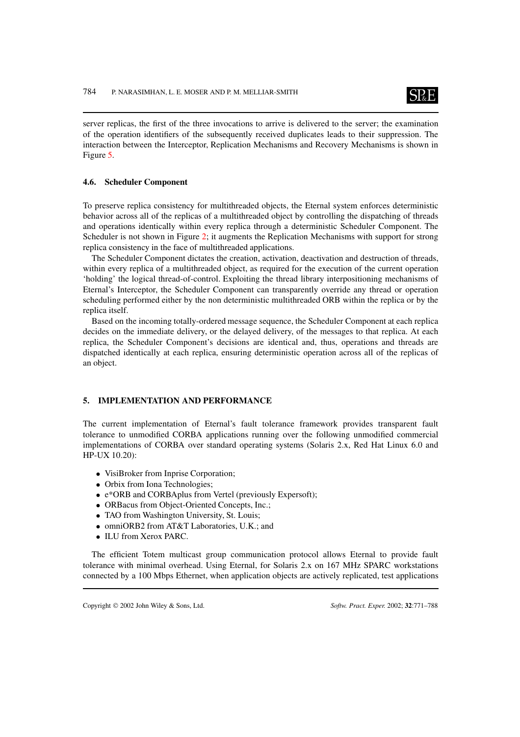server replicas, the first of the three invocations to arrive is delivered to the server; the examination of the operation identifiers of the subsequently received duplicates leads to their suppression. The interaction between the Interceptor, Replication Mechanisms and Recovery Mechanisms is shown in Figure 5.

### 4.6. Scheduler Component

To preserve replica consistency for multithreaded objects, the Eternal system enforces deterministic behavior across all of the replicas of a multithreaded object by controlling the dispatching of threads and operations identically within every replica through a deterministic Scheduler Component. The Scheduler is not shown in Figure 2; it augments the Replication Mechanisms with support for strong replica consistency in the face of multithreaded applications.

The Scheduler Component dictates the creation, activation, deactivation and destruction of threads, within every replica of a multithreaded object, as required for the execution of the current operation 'holding' the logical thread-of-control. Exploiting the thread library interpositioning mechanisms of Eternal's Interceptor, the Scheduler Component can transparently override any thread or operation scheduling performed either by the non deterministic multithreaded ORB within the replica or by the replica itself.

Based on the incoming totally-ordered message sequence, the Scheduler Component at each replica decides on the immediate delivery, or the delayed delivery, of the messages to that replica. At each replica, the Scheduler Component's decisions are identical and, thus, operations and threads are dispatched identically at each replica, ensuring deterministic operation across all of the replicas of an object.

## 5. IMPLEMENTATION AND PERFORMANCE

The current implementation of Eternal's fault tolerance framework provides transparent fault tolerance to unmodified CORBA applications running over the following unmodified commercial implementations of CORBA over standard operating systems (Solaris 2.x, Red Hat Linux 6.0 and HP-UX 10.20):

- VisiBroker from Inprise Corporation;
- Orbix from Iona Technologies;
- e*ORB and CORBAplus from Vertel (previously Expersoft);
- ORBacus from Object-Oriented Concepts, Inc.;
- TAO from Washington University, St. Louis;
- omniORB2 from AT&T Laboratories, U.K.; and
- ILU from Xerox PARC.

The efficient Totem multicast group communication protocol allows Eternal to provide fault tolerance with minimal overhead. Using Eternal, for Solaris 2.x on 167 MHz SPARC workstations connected by a 100 Mbps Ethernet, when application objects are actively replicated, test applications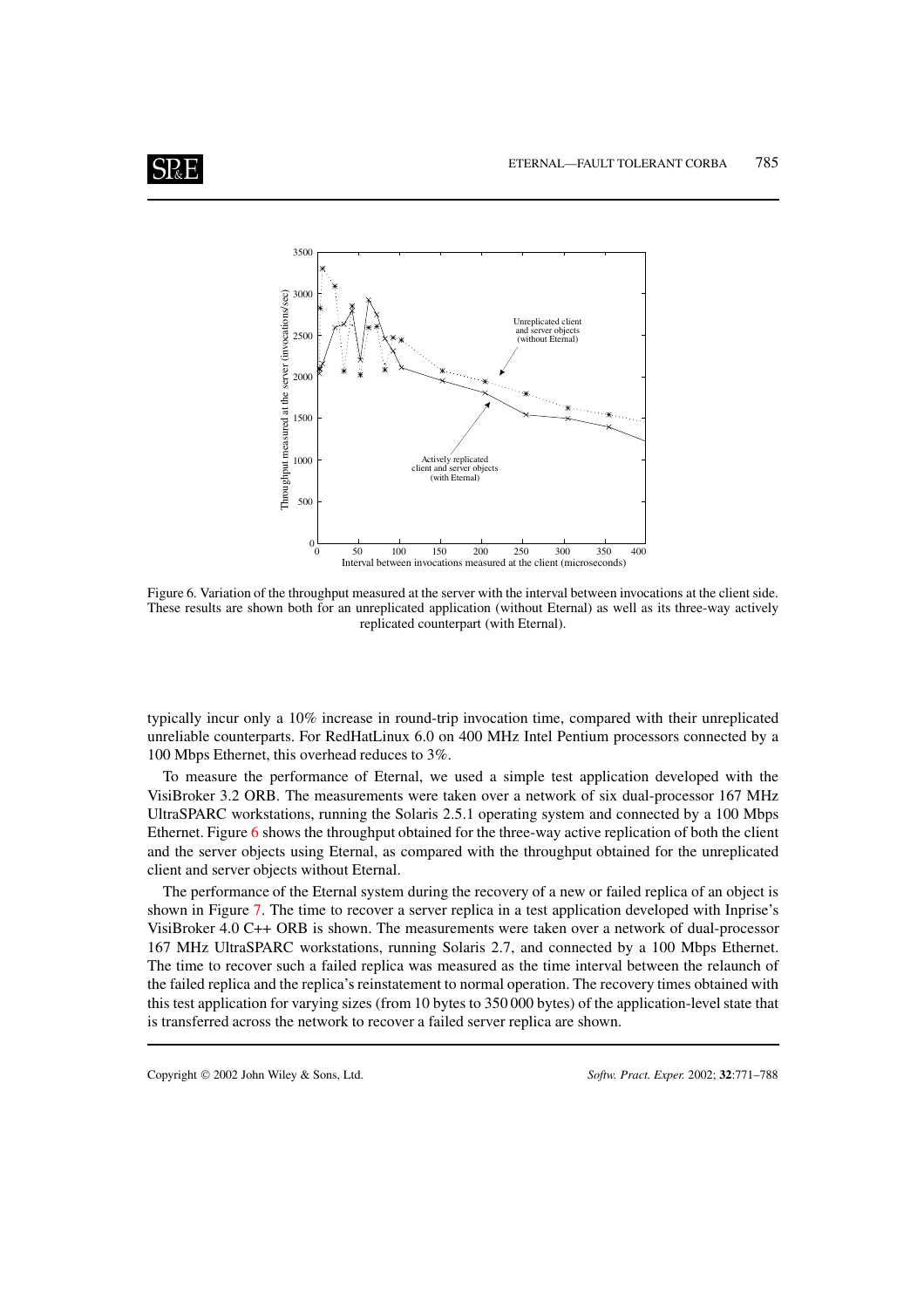Figure 6. Variation of the throughput measured at the server with the interval between invocations at the client side. These results are shown both for an unreplicated application (without Eternal) as well as its three-way actively replicated counterpart (with Eternal).

typically incur only a 10% increase in round-trip invocation time, compared with their unreplicated unreliable counterparts. For RedHatLinux 6.0 on 400 MHz Intel Pentium processors connected by a 100 Mbps Ethernet, this overhead reduces to 3%.

To measure the performance of Eternal, we used a simple test application developed with the VisiBroker 3.2 ORB. The measurements were taken over a network of six dual-processor 167 MHz UltraSPARC workstations, running the Solaris 2.5.1 operating system and connected by a 100 Mbps Ethernet. Figure 6 shows the throughput obtained for the three-way active replication of both the client and the server objects using Eternal, as compared with the throughput obtained for the unreplicated client and server objects without Eternal.

The performance of the Eternal system during the recovery of a new or failed replica of an object is shown in Figure 7. The time to recover a server replica in a test application developed with Inprise's VisiBroker 4.0 C++ ORB is shown. The measurements were taken over a network of dual-processor 167 MHz UltraSPARC workstations, running Solaris 2.7, and connected by a 100 Mbps Ethernet. The time to recover such a failed replica was measured as the time interval between the relaunch of the failed replica and the replica's reinstatement to normal operation. The recovery times obtained with this test application for varying sizes (from 10 bytes to 350 000 bytes) of the application-level state that is transferred across the network to recover a failed server replica are shown.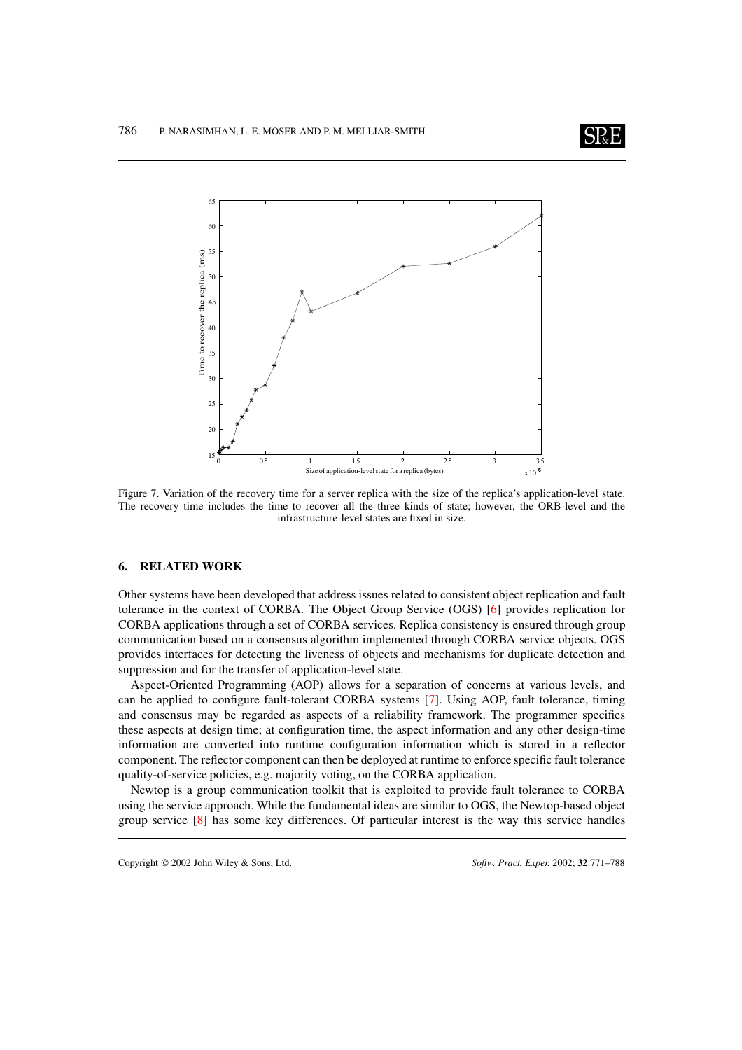Figure 7. Variation of the recovery time for a server replica with the size of the replica's application-level state. The recovery time includes the time to recover all the three kinds of state; however, the ORB-level and the infrastructure-level states are fixed in size.

## 6. RELATED WORK

Other systems have been developed that address issues related to consistent object replication and fault tolerance in the context of CORBA. The Object Group Service (OGS) [6] provides replication for CORBA applications through a set of CORBA services. Replica consistency is ensured through group communication based on a consensus algorithm implemented through CORBA service objects. OGS provides interfaces for detecting the liveness of objects and mechanisms for duplicate detection and suppression and for the transfer of application-level state.

Aspect-Oriented Programming (AOP) allows for a separation of concerns at various levels, and can be applied to configure fault-tolerant CORBA systems [7]. Using AOP, fault tolerance, timing and consensus may be regarded as aspects of a reliability framework. The programmer specifies these aspects at design time; at configuration time, the aspect information and any other design-time information are converted into runtime configuration information which is stored in a reflector component. The reflector component can then be deployed at runtime to enforce specific fault tolerance quality-of-service policies, e.g. majority voting, on the CORBA application.

Newtop is a group communication toolkit that is exploited to provide fault tolerance to CORBA using the service approach. While the fundamental ideas are similar to OGS, the Newtop-based object group service [8] has some key differences. Of particular interest is the way this service handles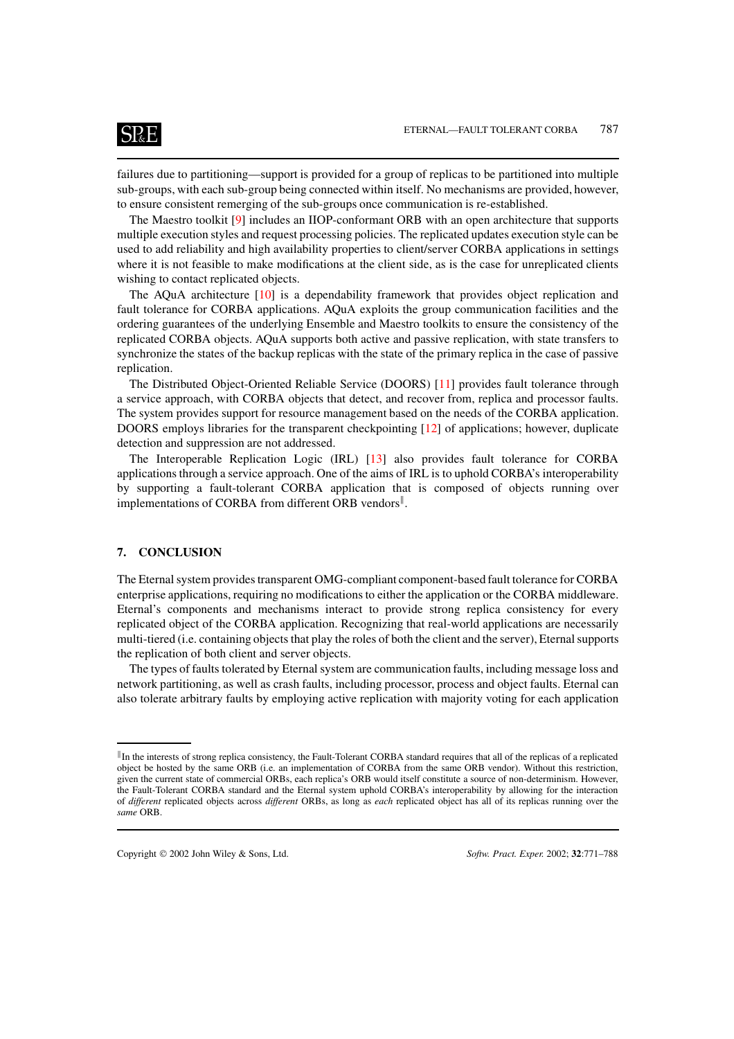failures due to partitioning—support is provided for a group of replicas to be partitioned into multiple sub-groups, with each sub-group being connected within itself. No mechanisms are provided, however, to ensure consistent remerging of the sub-groups once communication is re-established.

The Maestro toolkit [9] includes an IIOP-conformant ORB with an open architecture that supports multiple execution styles and request processing policies. The replicated updates execution style can be used to add reliability and high availability properties to client/server CORBA applications in settings where it is not feasible to make modifications at the client side, as is the case for unreplicated clients wishing to contact replicated objects.

The AQuA architecture [10] is a dependability framework that provides object replication and fault tolerance for CORBA applications. AQuA exploits the group communication facilities and the ordering guarantees of the underlying Ensemble and Maestro toolkits to ensure the consistency of the replicated CORBA objects. AQuA supports both active and passive replication, with state transfers to synchronize the states of the backup replicas with the state of the primary replica in the case of passive replication.

The Distributed Object-Oriented Reliable Service (DOORS) [11] provides fault tolerance through a service approach, with CORBA objects that detect, and recover from, replica and processor faults. The system provides support for resource management based on the needs of the CORBA application. DOORS employs libraries for the transparent checkpointing [12] of applications; however, duplicate detection and suppression are not addressed.

The Interoperable Replication Logic (IRL) [13] also provides fault tolerance for CORBA applications through a service approach. One of the aims of IRL is to uphold CORBA's interoperability by supporting a fault-tolerant CORBA application that is composed of objects running over implementations of CORBA from different ORB vendors[‖].

## 7. CONCLUSION

The Eternal system provides transparent OMG-compliant component-based fault tolerance for CORBA enterprise applications, requiring no modifications to either the application or the CORBA middleware. Eternal's components and mechanisms interact to provide strong replica consistency for every replicated object of the CORBA application. Recognizing that real-world applications are necessarily multi-tiered (i.e. containing objects that play the roles of both the client and the server), Eternal supports the replication of both client and server objects.

The types of faults tolerated by Eternal system are communication faults, including message loss and network partitioning, as well as crash faults, including processor, process and object faults. Eternal can also tolerate arbitrary faults by employing active replication with majority voting for each application

---

[‖] In the interests of strong replica consistency, the Fault-Tolerant CORBA standard requires that all of the replicas of a replicated object be hosted by the same ORB (i.e. an implementation of CORBA from the same ORB vendor). Without this restriction, given the current state of commercial ORBs, each replica's ORB would itself constitute a source of non-determinism. However, the Fault-Tolerant CORBA standard and the Eternal system uphold CORBA's interoperability by allowing for the interaction of *different* replicated objects across *different* ORBs, as long as *each* replicated object has all of its replicas running over the *same* ORB.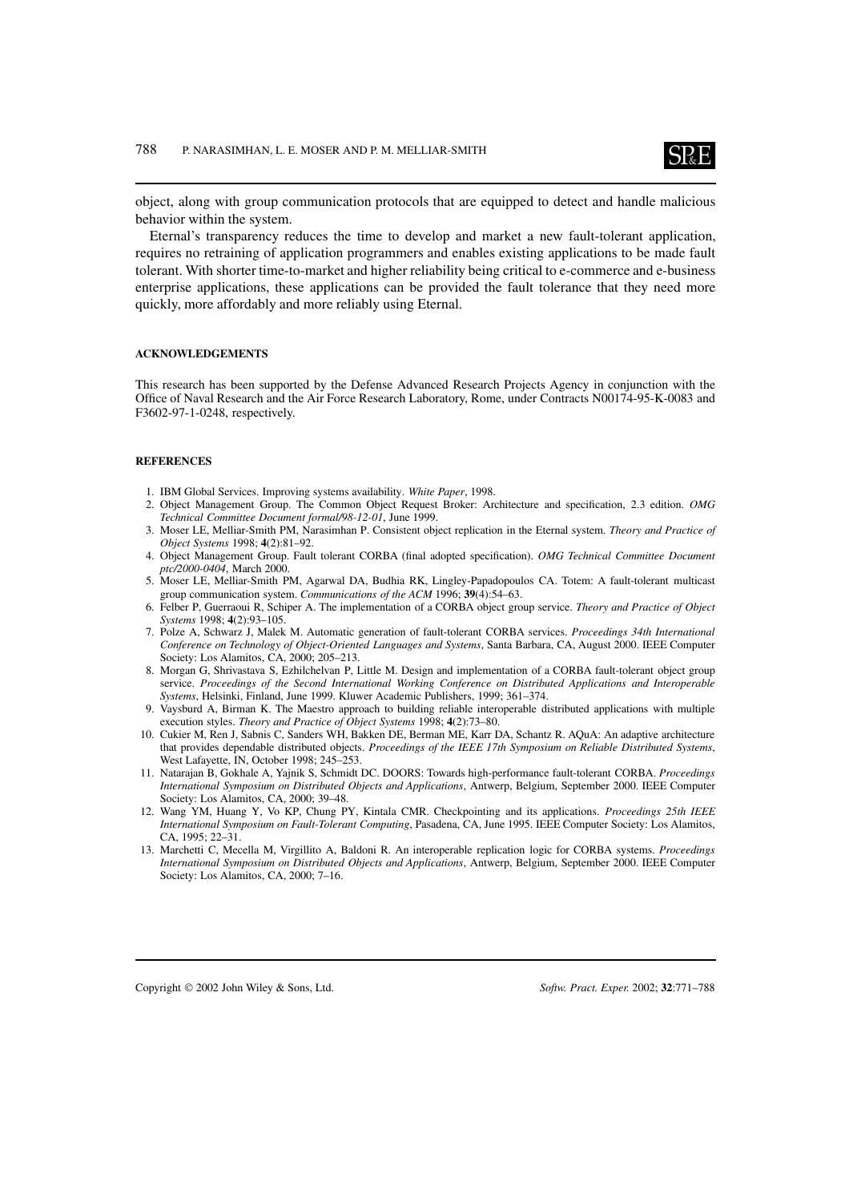object, along with group communication protocols that are equipped to detect and handle malicious behavior within the system.

Eternal's transparency reduces the time to develop and market a new fault-tolerant application, requires no retraining of application programmers and enables existing applications to be made fault tolerant. With shorter time-to-market and higher reliability being critical to e-commerce and e-business enterprise applications, these applications can be provided the fault tolerance that they need more quickly, more affordably and more reliably using Eternal.

## ACKNOWLEDGEMENTS

This research has been supported by the Defense Advanced Research Projects Agency in conjunction with the Office of Naval Research and the Air Force Research Laboratory, Rome, under Contracts N00174-95-K-0083 and F3602-97-1-0248, respectively.

## REFERENCES

1. IBM Global Services. Improving systems availability. *White Paper*, 1998.
2. Object Management Group. The Common Object Request Broker: Architecture and specification, 2.3 edition. *OMG Technical Committee Document formal/98-12-01*, June 1999.
3. Moser LE, Melliar-Smith PM, Narasimhan P. Consistent object replication in the Eternal system. *Theory and Practice of Object Systems* 1998; **4**(2):81–92.
4. Object Management Group. Fault tolerant CORBA (final adopted specification). *OMG Technical Committee Document ptc/2000-0404*, March 2000.
5. Moser LE, Melliar-Smith PM, Agarwal DA, Budhia RK, Lingley-Papadopoulos CA. Totem: A fault-tolerant multicast group communication system. *Communications of the ACM* 1996; **39**(4):54–63.
6. Felber P, Guerraoui R, Schiper A. The implementation of a CORBA object group service. *Theory and Practice of Object Systems* 1998; **4**(2):93–105.
7. Polze A, Schwarz J, Malek M. Automatic generation of fault-tolerant CORBA services. *Proceedings 34th International Conference on Technology of Object-Oriented Languages and Systems*, Santa Barbara, CA, August 2000. IEEE Computer Society: Los Alamitos, CA, 2000; 205–213.
8. Morgan G, Shrivastava S, Ezhilchelvan P, Little M. Design and implementation of a CORBA fault-tolerant object group service. *Proceedings of the Second International Working Conference on Distributed Applications and Interoperable Systems*, Helsinki, Finland, June 1999. Kluwer Academic Publishers, 1999; 361–374.
9. Vaysburd A, Birman K. The Maestro approach to building reliable interoperable distributed applications with multiple execution styles. *Theory and Practice of Object Systems* 1998; **4**(2):73–80.
10. Cukier M, Ren J, Sabnis C, Sanders WH, Bakken DE, Berman ME, Karr DA, Schantz R. AQuA: An adaptive architecture that provides dependable distributed objects. *Proceedings of the IEEE 17th Symposium on Reliable Distributed Systems*, West Lafayette, IN, October 1998; 245–253.
11. Natarajan B, Gokhale A, Yajnik S, Schmidt DC. DOORS: Towards high-performance fault-tolerant CORBA. *Proceedings International Symposium on Distributed Objects and Applications*, Antwerp, Belgium, September 2000. IEEE Computer Society: Los Alamitos, CA, 2000; 39–48.
12. Wang YM, Huang Y, Vo KP, Chung PY, Kintala CMR. Checkpointing and its applications. *Proceedings 25th IEEE International Symposium on Fault-Tolerant Computing*, Pasadena, CA, June 1995. IEEE Computer Society: Los Alamitos, CA, 1995; 22–31.
13. Marchetti C, Mecella M, Virgillito A, Baldoni R. An interoperable replication logic for CORBA systems. *Proceedings International Symposium on Distributed Objects and Applications*, Antwerp, Belgium, September 2000. IEEE Computer Society: Los Alamitos, CA, 2000; 7–16.